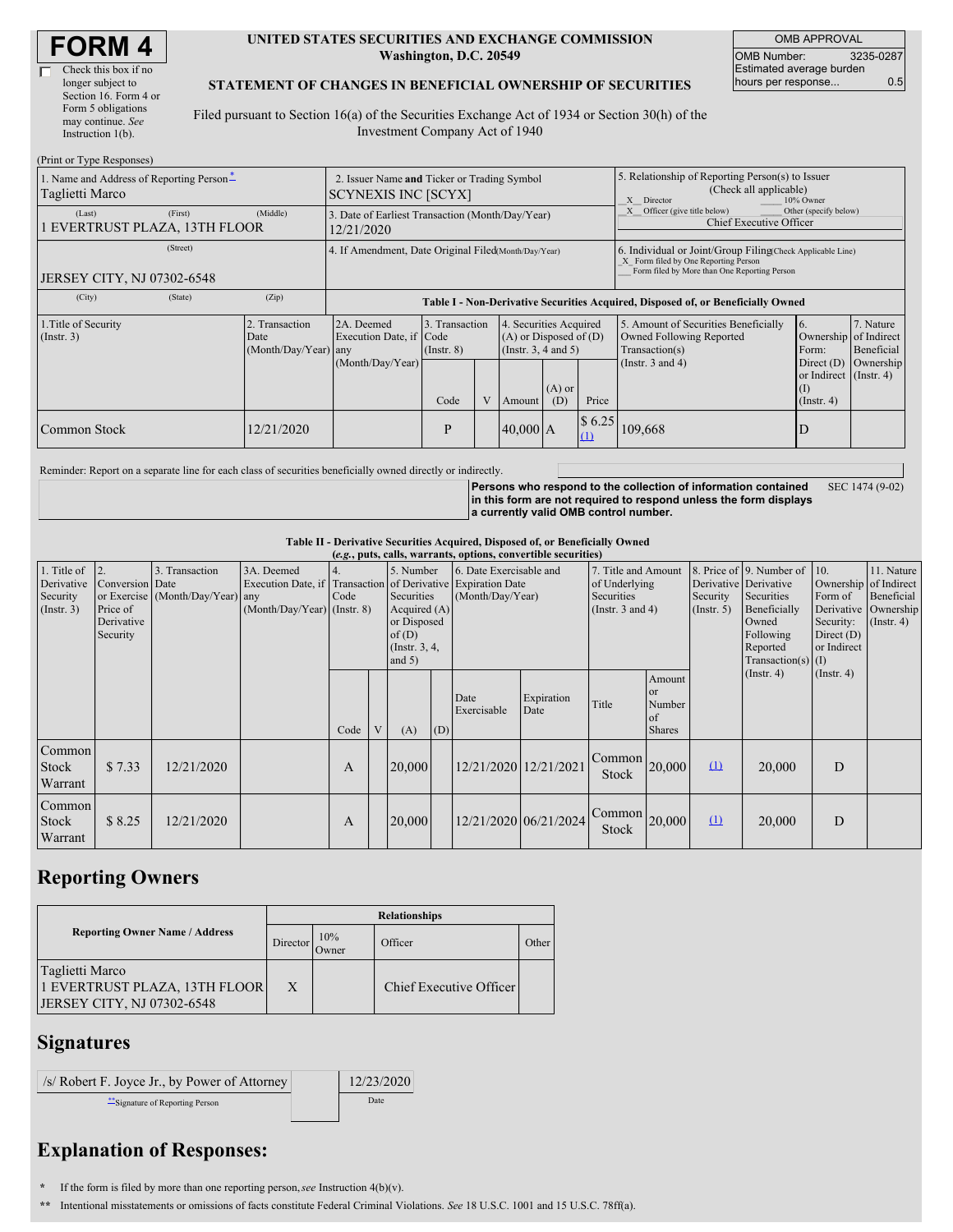# FORM 4

☐ Check this box if no longer subject to Section 16. Form 4 or Form 5 obligations may continue. *See* Instruction 1(b).

**UNITED STATES SECURITIES AND EXCHANGE COMMISSION**
**Washington, D.C. 20549**

**STATEMENT OF CHANGES IN BENEFICIAL OWNERSHIP OF SECURITIES**

Filed pursuant to Section 16(a) of the Securities Exchange Act of 1934 or Section 30(h) of the Investment Company Act of 1940

| OMB APPROVAL | |
|---|---|
| OMB Number: | 3235-0287 |
| Estimated average burden hours per response... | 0.5 |

(Print or Type Responses)

| 1. Name and Address of Reporting Person* | 2. Issuer Name and Ticker or Trading Symbol | 5. Relationship of Reporting Person(s) to Issuer (Check all applicable) |
|---|---|---|
| Taglietti Marco | SCYNEXIS INC [SCYX] | X Director ___ 10% Owner |
| (Last) (First) (Middle) 1 EVERTRUST PLAZA, 13TH FLOOR | 3. Date of Earliest Transaction (Month/Day/Year) 12/21/2020 | X Officer (give title below) ___ Other (specify below) Chief Executive Officer |
| (Street) JERSEY CITY, NJ 07302-6548 | 4. If Amendment, Date Original Filed (Month/Day/Year) | 6. Individual or Joint/Group Filing (Check Applicable Line) X Form filed by One Reporting Person ___ Form filed by More than One Reporting Person |
| (City) (State) (Zip) | | |

**Table I - Non-Derivative Securities Acquired, Disposed of, or Beneficially Owned**

| 1.Title of Security (Instr. 3) | 2. Transaction Date (Month/Day/Year) | 2A. Deemed Execution Date, if any (Month/Day/Year) | 3. Transaction Code (Instr. 8) | | 4. Securities Acquired (A) or Disposed of (D) (Instr. 3, 4 and 5) | | | 5. Amount of Securities Beneficially Owned Following Reported Transaction(s) (Instr. 3 and 4) | 6. Ownership Form: Direct (D) or Indirect (I) (Instr. 4) | 7. Nature of Indirect Beneficial Ownership (Instr. 4) |
|---|---|---|---|---|---|---|---|---|---|---|
| | | | Code | V | Amount | (A) or (D) | Price | | | |
| Common Stock | 12/21/2020 | | P | | 40,000 | A | $ 6.25 (1) | 109,668 | D | |

Reminder: Report on a separate line for each class of securities beneficially owned directly or indirectly.

**Persons who respond to the collection of information contained in this form are not required to respond unless the form displays a currently valid OMB control number.** SEC 1474 (9-02)

**Table II - Derivative Securities Acquired, Disposed of, or Beneficially Owned**
***(e.g., puts, calls, warrants, options, convertible securities)***

| 1. Title of Derivative Security (Instr. 3) | 2. Conversion or Exercise Price of Derivative Security | 3. Transaction Date (Month/Day/Year) | 3A. Deemed Execution Date, if any (Month/Day/Year) | 4. Transaction Code (Instr. 8) | | 5. Number of Derivative Securities Acquired (A) or Disposed of (D) (Instr. 3, 4, and 5) | | 6. Date Exercisable and Expiration Date (Month/Day/Year) | | 7. Title and Amount of Underlying Securities (Instr. 3 and 4) | | 8. Price of Derivative Security (Instr. 5) | 9. Number of Derivative Securities Beneficially Owned Following Reported Transaction(s) (Instr. 4) | 10. Ownership Form of Derivative Security: Direct (D) or Indirect (I) (Instr. 4) | 11. Nature of Indirect Beneficial Ownership (Instr. 4) |
|---|---|---|---|---|---|---|---|---|---|---|---|---|---|---|---|
| | | | | Code | V | (A) | (D) | Date Exercisable | Expiration Date | Title | Amount or Number of Shares | | | | |
| Common Stock Warrant | $ 7.33 | 12/21/2020 | | A | | 20,000 | | 12/21/2020 | 12/21/2021 | Common Stock | 20,000 | (1) | 20,000 | D | |
| Common Stock Warrant | $ 8.25 | 12/21/2020 | | A | | 20,000 | | 12/21/2020 | 06/21/2024 | Common Stock | 20,000 | (1) | 20,000 | D | |

## Reporting Owners

| Reporting Owner Name / Address | Relationships | | | |
|---|---|---|---|---|
| | Director | 10% Owner | Officer | Other |
| Taglietti Marco 1 EVERTRUST PLAZA, 13TH FLOOR JERSEY CITY, NJ 07302-6548 | X | | Chief Executive Officer | |

## Signatures

| /s/ Robert F. Joyce Jr., by Power of Attorney | | 12/23/2020 |
|---|---|---|
| **Signature of Reporting Person | | Date |

## Explanation of Responses:

\* If the form is filed by more than one reporting person, *see* Instruction 4(b)(v).

\*\* Intentional misstatements or omissions of facts constitute Federal Criminal Violations. *See* 18 U.S.C. 1001 and 15 U.S.C. 78ff(a).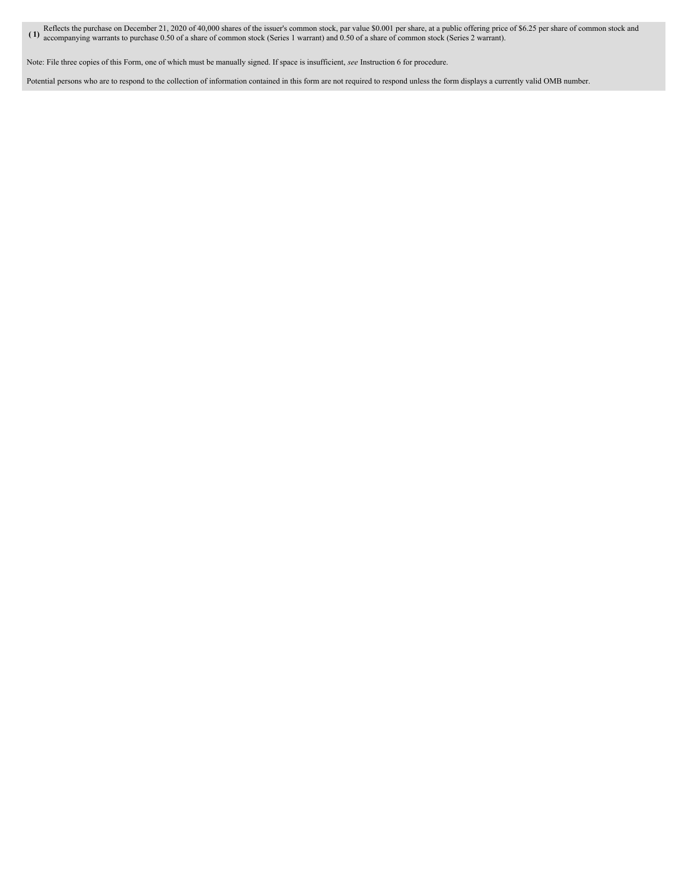(1) Reflects the purchase on December 21, 2020 of 40,000 shares of the issuer's common stock, par value $0.001 per share, at a public offering price of $6.25 per share of common stock and accompanying warrants to purchase 0.50 of a share of common stock (Series 1 warrant) and 0.50 of a share of common stock (Series 2 warrant).

Note: File three copies of this Form, one of which must be manually signed. If space is insufficient, *see* Instruction 6 for procedure.

Potential persons who are to respond to the collection of information contained in this form are not required to respond unless the form displays a currently valid OMB number.